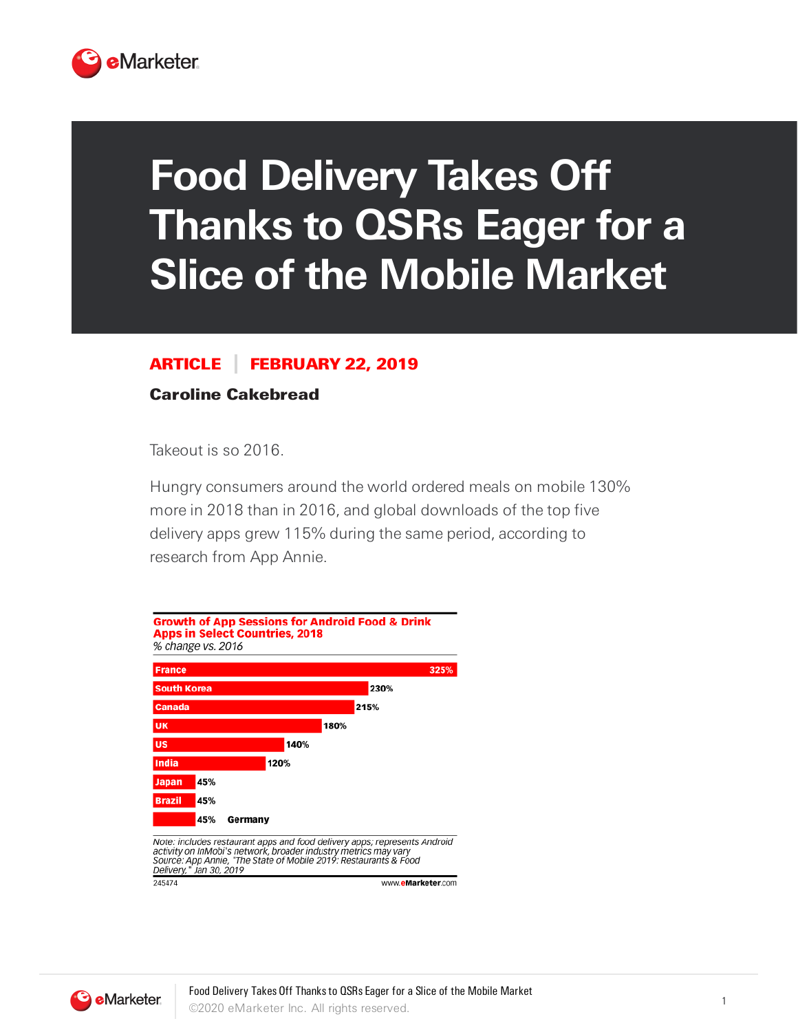# Food Delivery Takes Off Thanks to QSRs Eager for a Slice of the Mobile Market

**ARTICLE | FEBRUARY 22, 2019**

**Caroline Cakebread**

Takeout is so 2016.

Hungry consumers around the world ordered meals on mobile 130% more in 2018 than in 2016, and global downloads of the top five delivery apps grew 115% during the same period, according to research from App Annie.

**Growth of App Sessions for Android Food & Drink Apps in Select Countries, 2018**

*% change vs. 2016*

| Country | % change |
|---|---|
| France | 325% |
| South Korea | 230% |
| Canada | 215% |
| UK | 180% |
| US | 140% |
| India | 120% |
| Japan | 45% |
| Brazil | 45% |
| Germany | 45% |

Note: includes restaurant apps and food delivery apps; represents Android activity on InMobi's network, broader industry metrics may vary
Source: App Annie, "The State of Mobile 2019: Restaurants & Food Delivery," Jan 30, 2019

245474 www.eMarketer.com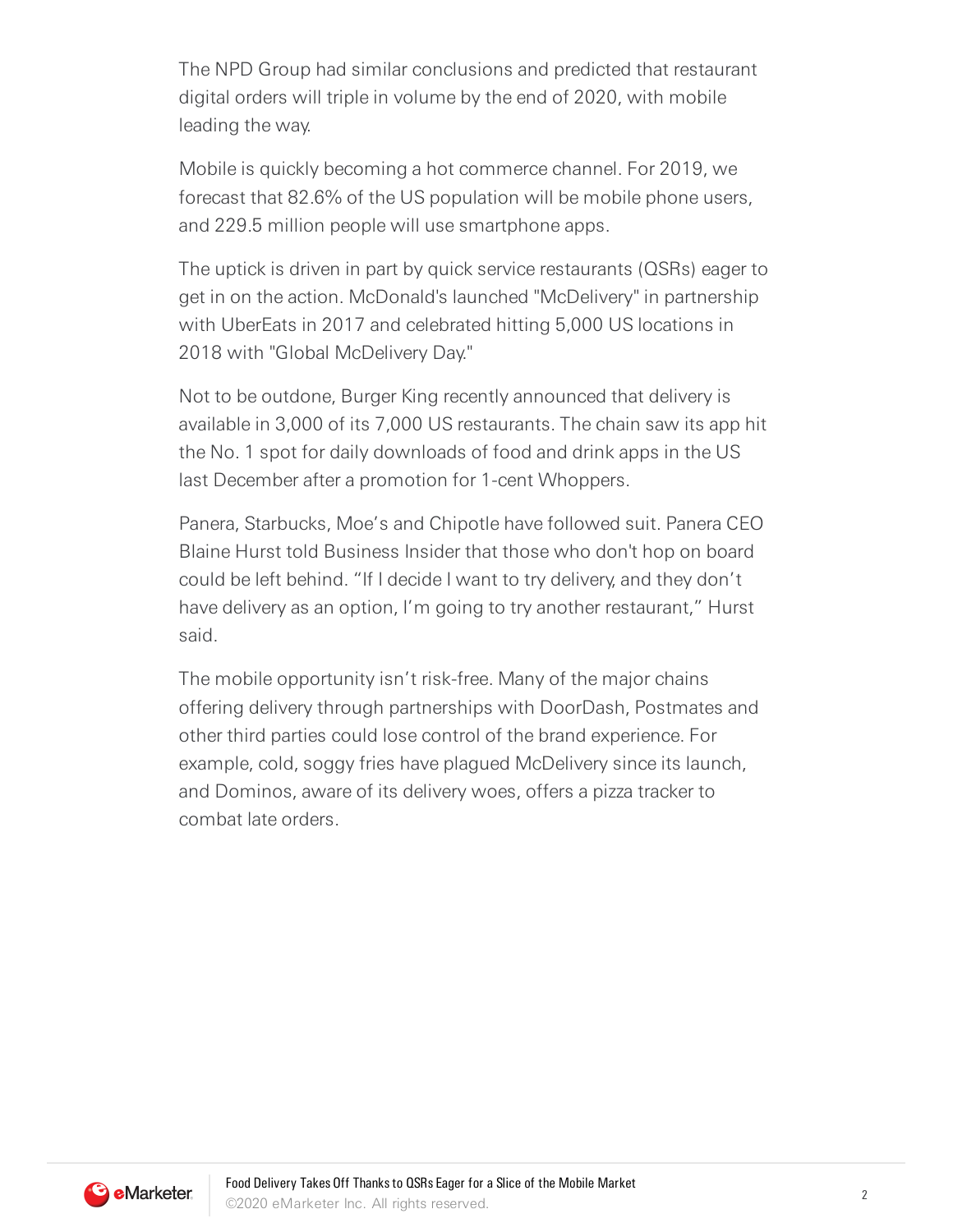The NPD Group had similar conclusions and predicted that restaurant digital orders will triple in volume by the end of 2020, with mobile leading the way.

Mobile is quickly becoming a hot commerce channel. For 2019, we forecast that 82.6% of the US population will be mobile phone users, and 229.5 million people will use smartphone apps.

The uptick is driven in part by quick service restaurants (QSRs) eager to get in on the action. McDonald's launched "McDelivery" in partnership with UberEats in 2017 and celebrated hitting 5,000 US locations in 2018 with "Global McDelivery Day."

Not to be outdone, Burger King recently announced that delivery is available in 3,000 of its 7,000 US restaurants. The chain saw its app hit the No. 1 spot for daily downloads of food and drink apps in the US last December after a promotion for 1-cent Whoppers.

Panera, Starbucks, Moe's and Chipotle have followed suit. Panera CEO Blaine Hurst told Business Insider that those who don't hop on board could be left behind. "If I decide I want to try delivery, and they don't have delivery as an option, I'm going to try another restaurant," Hurst said.

The mobile opportunity isn't risk-free. Many of the major chains offering delivery through partnerships with DoorDash, Postmates and other third parties could lose control of the brand experience. For example, cold, soggy fries have plagued McDelivery since its launch, and Dominos, aware of its delivery woes, offers a pizza tracker to combat late orders.